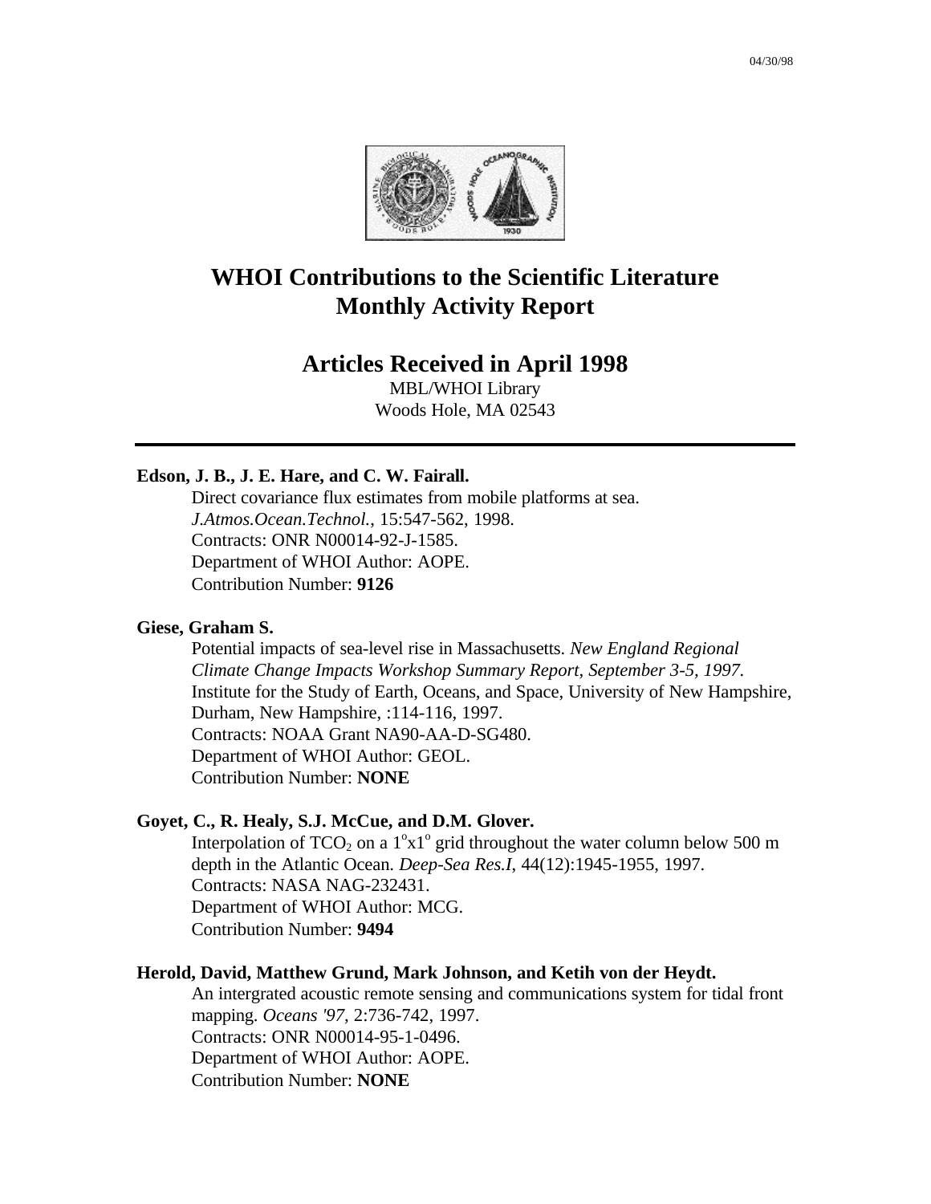# WHOI Contributions to the Scientific Literature
# Monthly Activity Report

## Articles Received in April 1998

MBL/WHOI Library
Woods Hole, MA 02543

---

**Edson, J. B., J. E. Hare, and C. W. Fairall.**

Direct covariance flux estimates from mobile platforms at sea.
*J.Atmos.Ocean.Technol.*, 15:547-562, 1998.
Contracts: ONR N00014-92-J-1585.
Department of WHOI Author: AOPE.
Contribution Number: **9126**

**Giese, Graham S.**

Potential impacts of sea-level rise in Massachusetts. *New England Regional Climate Change Impacts Workshop Summary Report, September 3-5, 1997.* Institute for the Study of Earth, Oceans, and Space, University of New Hampshire, Durham, New Hampshire, :114-116, 1997.
Contracts: NOAA Grant NA90-AA-D-SG480.
Department of WHOI Author: GEOL.
Contribution Number: **NONE**

**Goyet, C., R. Healy, S.J. McCue, and D.M. Glover.**

Interpolation of $TCO_2$ on a $1^o$x$1^o$ grid throughout the water column below 500 m depth in the Atlantic Ocean. *Deep-Sea Res.I*, 44(12):1945-1955, 1997.
Contracts: NASA NAG-232431.
Department of WHOI Author: MCG.
Contribution Number: **9494**

**Herold, David, Matthew Grund, Mark Johnson, and Ketih von der Heydt.**

An intergrated acoustic remote sensing and communications system for tidal front mapping. *Oceans '97*, 2:736-742, 1997.
Contracts: ONR N00014-95-1-0496.
Department of WHOI Author: AOPE.
Contribution Number: **NONE**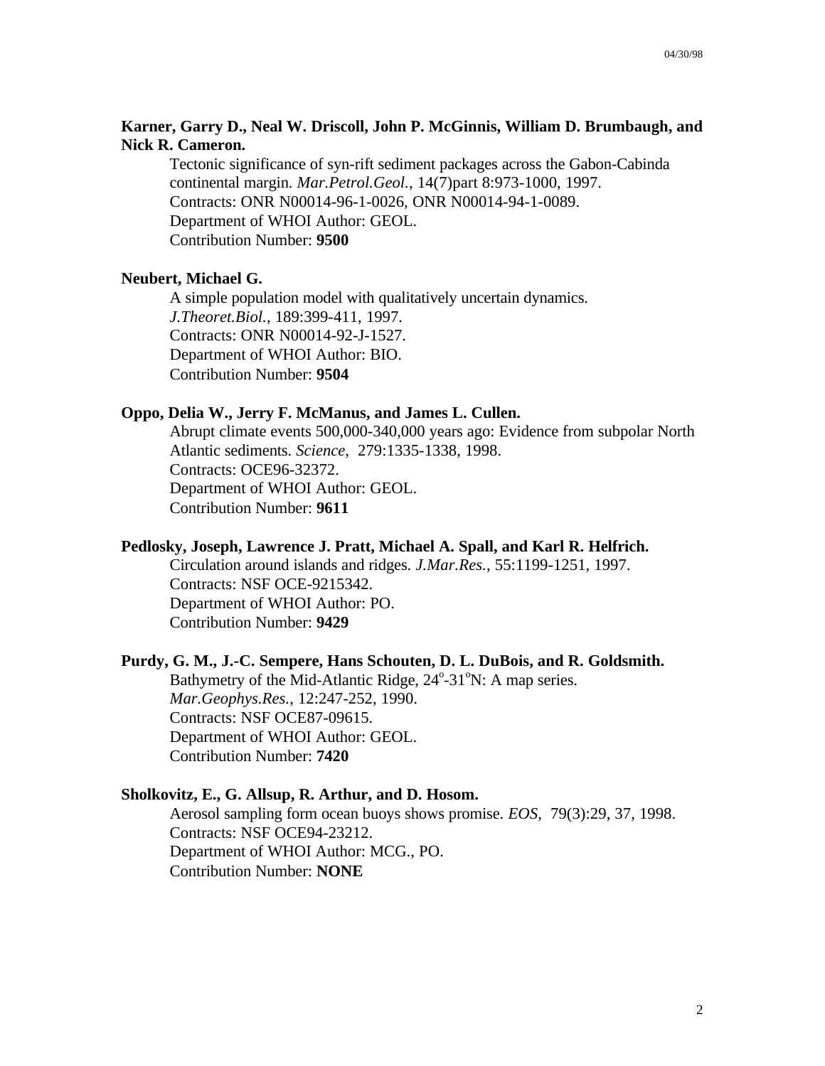**Karner, Garry D., Neal W. Driscoll, John P. McGinnis, William D. Brumbaugh, and Nick R. Cameron.**

Tectonic significance of syn-rift sediment packages across the Gabon-Cabinda continental margin. *Mar.Petrol.Geol.*, 14(7)part 8:973-1000, 1997.
Contracts: ONR N00014-96-1-0026, ONR N00014-94-1-0089.
Department of WHOI Author: GEOL.
Contribution Number: **9500**

**Neubert, Michael G.**

A simple population model with qualitatively uncertain dynamics. *J.Theoret.Biol.*, 189:399-411, 1997.
Contracts: ONR N00014-92-J-1527.
Department of WHOI Author: BIO.
Contribution Number: **9504**

**Oppo, Delia W., Jerry F. McManus, and James L. Cullen.**

Abrupt climate events 500,000-340,000 years ago: Evidence from subpolar North Atlantic sediments. *Science*, 279:1335-1338, 1998.
Contracts: OCE96-32372.
Department of WHOI Author: GEOL.
Contribution Number: **9611**

**Pedlosky, Joseph, Lawrence J. Pratt, Michael A. Spall, and Karl R. Helfrich.**

Circulation around islands and ridges. *J.Mar.Res.*, 55:1199-1251, 1997.
Contracts: NSF OCE-9215342.
Department of WHOI Author: PO.
Contribution Number: **9429**

**Purdy, G. M., J.-C. Sempere, Hans Schouten, D. L. DuBois, and R. Goldsmith.**

Bathymetry of the Mid-Atlantic Ridge, $24^{o}$-$31^{o}$N: A map series. *Mar.Geophys.Res.*, 12:247-252, 1990.
Contracts: NSF OCE87-09615.
Department of WHOI Author: GEOL.
Contribution Number: **7420**

**Sholkovitz, E., G. Allsup, R. Arthur, and D. Hosom.**

Aerosol sampling form ocean buoys shows promise. *EOS*, 79(3):29, 37, 1998.
Contracts: NSF OCE94-23212.
Department of WHOI Author: MCG., PO.
Contribution Number: **NONE**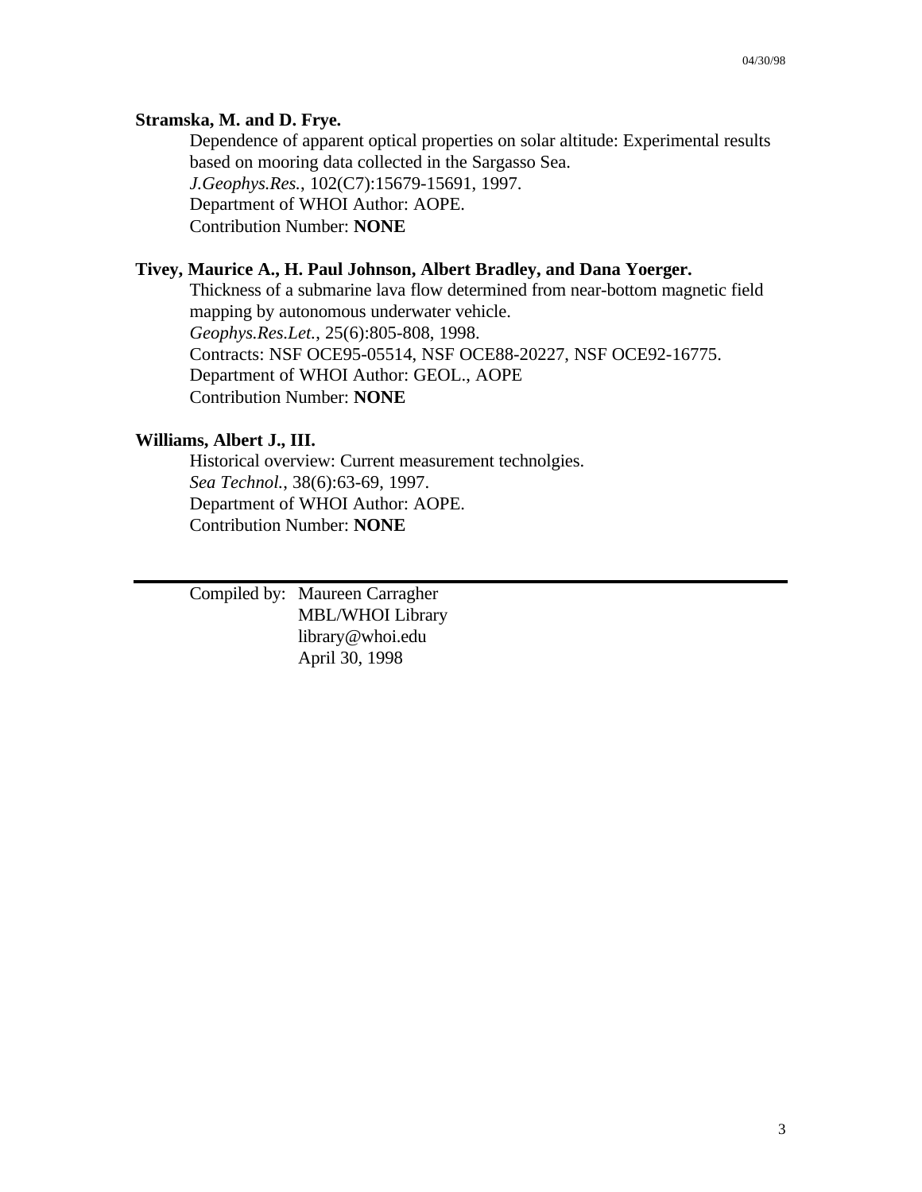**Stramska, M. and D. Frye.**

Dependence of apparent optical properties on solar altitude: Experimental results based on mooring data collected in the Sargasso Sea.
*J.Geophys.Res.*, 102(C7):15679-15691, 1997.
Department of WHOI Author: AOPE.
Contribution Number: **NONE**

**Tivey, Maurice A., H. Paul Johnson, Albert Bradley, and Dana Yoerger.**

Thickness of a submarine lava flow determined from near-bottom magnetic field mapping by autonomous underwater vehicle.
*Geophys.Res.Let.*, 25(6):805-808, 1998.
Contracts: NSF OCE95-05514, NSF OCE88-20227, NSF OCE92-16775.
Department of WHOI Author: GEOL., AOPE
Contribution Number: **NONE**

**Williams, Albert J., III.**

Historical overview: Current measurement technolgies.
*Sea Technol.*, 38(6):63-69, 1997.
Department of WHOI Author: AOPE.
Contribution Number: **NONE**

---

Compiled by: Maureen Carragher
MBL/WHOI Library
library@whoi.edu
April 30, 1998